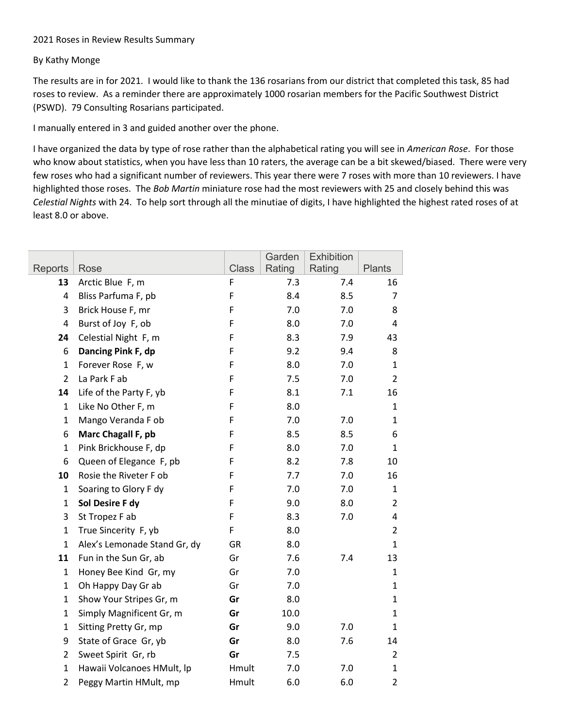2021 Roses in Review Results Summary

By Kathy Monge

The results are in for 2021. I would like to thank the 136 rosarians from our district that completed this task, 85 had roses to review. As a reminder there are approximately 1000 rosarian members for the Pacific Southwest District (PSWD). 79 Consulting Rosarians participated.

I manually entered in 3 and guided another over the phone.

I have organized the data by type of rose rather than the alphabetical rating you will see in *American Rose*. For those who know about statistics, when you have less than 10 raters, the average can be a bit skewed/biased. There were very few roses who had a significant number of reviewers. This year there were 7 roses with more than 10 reviewers. I have highlighted those roses. The *Bob Martin* miniature rose had the most reviewers with 25 and closely behind this was *Celestial Nights* with 24. To help sort through all the minutiae of digits, I have highlighted the highest rated roses of at least 8.0 or above.

| Reports | Rose | Class | Garden Rating | Exhibition Rating | Plants |
|---|---|---|---|---|---|
| **13** | Arctic Blue F, m | F | 7.3 | 7.4 | 16 |
| 4 | Bliss Parfuma F, pb | F | 8.4 | 8.5 | 7 |
| 3 | Brick House F, mr | F | 7.0 | 7.0 | 8 |
| 4 | Burst of Joy F, ob | F | 8.0 | 7.0 | 4 |
| **24** | Celestial Night F, m | F | 8.3 | 7.9 | 43 |
| 6 | **Dancing Pink F, dp** | F | 9.2 | 9.4 | 8 |
| 1 | Forever Rose F, w | F | 8.0 | 7.0 | 1 |
| 2 | La Park F ab | F | 7.5 | 7.0 | 2 |
| **14** | Life of the Party F, yb | F | 8.1 | 7.1 | 16 |
| 1 | Like No Other F, m | F | 8.0 | | 1 |
| 1 | Mango Veranda F ob | F | 7.0 | 7.0 | 1 |
| 6 | **Marc Chagall F, pb** | F | 8.5 | 8.5 | 6 |
| 1 | Pink Brickhouse F, dp | F | 8.0 | 7.0 | 1 |
| 6 | Queen of Elegance F, pb | F | 8.2 | 7.8 | 10 |
| **10** | Rosie the Riveter F ob | F | 7.7 | 7.0 | 16 |
| 1 | Soaring to Glory F dy | F | 7.0 | 7.0 | 1 |
| 1 | **Sol Desire F dy** | F | 9.0 | 8.0 | 2 |
| 3 | St Tropez F ab | F | 8.3 | 7.0 | 4 |
| 1 | True Sincerity F, yb | F | 8.0 | | 2 |
| 1 | Alex's Lemonade Stand Gr, dy | GR | 8.0 | | 1 |
| **11** | Fun in the Sun Gr, ab | Gr | 7.6 | 7.4 | 13 |
| 1 | Honey Bee Kind Gr, my | Gr | 7.0 | | 1 |
| 1 | Oh Happy Day Gr ab | Gr | 7.0 | | 1 |
| 1 | Show Your Stripes Gr, m | **Gr** | 8.0 | | 1 |
| 1 | Simply Magnificent Gr, m | **Gr** | 10.0 | | 1 |
| 1 | Sitting Pretty Gr, mp | **Gr** | 9.0 | 7.0 | 1 |
| 9 | State of Grace Gr, yb | **Gr** | 8.0 | 7.6 | 14 |
| 2 | Sweet Spirit Gr, rb | **Gr** | 7.5 | | 2 |
| 1 | Hawaii Volcanoes HMult, lp | Hmult | 7.0 | 7.0 | 1 |
| 2 | Peggy Martin HMult, mp | Hmult | 6.0 | 6.0 | 2 |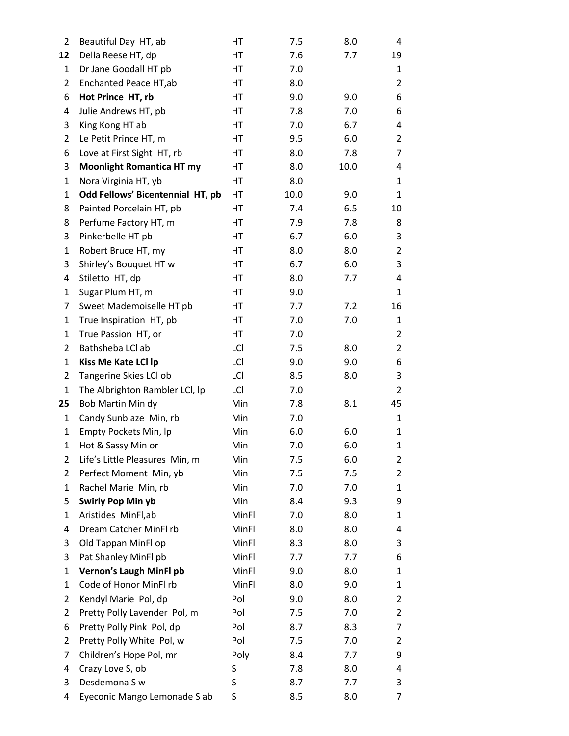| | | | | | |
|---|---|---|---|---|---|
| 2 | Beautiful Day HT, ab | HT | 7.5 | 8.0 | 4 |
| **12** | Della Reese HT, dp | HT | 7.6 | 7.7 | 19 |
| 1 | Dr Jane Goodall HT pb | HT | 7.0 | | 1 |
| 2 | Enchanted Peace HT,ab | HT | 8.0 | | 2 |
| 6 | **Hot Prince HT, rb** | HT | 9.0 | 9.0 | 6 |
| 4 | Julie Andrews HT, pb | HT | 7.8 | 7.0 | 6 |
| 3 | King Kong HT ab | HT | 7.0 | 6.7 | 4 |
| 2 | Le Petit Prince HT, m | HT | 9.5 | 6.0 | 2 |
| 6 | Love at First Sight HT, rb | HT | 8.0 | 7.8 | 7 |
| 3 | **Moonlight Romantica HT my** | HT | 8.0 | 10.0 | 4 |
| 1 | Nora Virginia HT, yb | HT | 8.0 | | 1 |
| 1 | **Odd Fellows' Bicentennial HT, pb** | HT | 10.0 | 9.0 | 1 |
| 8 | Painted Porcelain HT, pb | HT | 7.4 | 6.5 | 10 |
| 8 | Perfume Factory HT, m | HT | 7.9 | 7.8 | 8 |
| 3 | Pinkerbelle HT pb | HT | 6.7 | 6.0 | 3 |
| 1 | Robert Bruce HT, my | HT | 8.0 | 8.0 | 2 |
| 3 | Shirley's Bouquet HT w | HT | 6.7 | 6.0 | 3 |
| 4 | Stiletto HT, dp | HT | 8.0 | 7.7 | 4 |
| 1 | Sugar Plum HT, m | HT | 9.0 | | 1 |
| 7 | Sweet Mademoiselle HT pb | HT | 7.7 | 7.2 | 16 |
| 1 | True Inspiration HT, pb | HT | 7.0 | 7.0 | 1 |
| 1 | True Passion HT, or | HT | 7.0 | | 2 |
| 2 | Bathsheba LCl ab | LCl | 7.5 | 8.0 | 2 |
| 1 | **Kiss Me Kate LCl lp** | LCl | 9.0 | 9.0 | 6 |
| 2 | Tangerine Skies LCl ob | LCl | 8.5 | 8.0 | 3 |
| 1 | The Albrighton Rambler LCl, lp | LCl | 7.0 | | 2 |
| **25** | Bob Martin Min dy | Min | 7.8 | 8.1 | 45 |
| 1 | Candy Sunblaze Min, rb | Min | 7.0 | | 1 |
| 1 | Empty Pockets Min, lp | Min | 6.0 | 6.0 | 1 |
| 1 | Hot & Sassy Min or | Min | 7.0 | 6.0 | 1 |
| 2 | Life's Little Pleasures Min, m | Min | 7.5 | 6.0 | 2 |
| 2 | Perfect Moment Min, yb | Min | 7.5 | 7.5 | 2 |
| 1 | Rachel Marie Min, rb | Min | 7.0 | 7.0 | 1 |
| 5 | **Swirly Pop Min yb** | Min | 8.4 | 9.3 | 9 |
| 1 | Aristides MinFl,ab | MinFl | 7.0 | 8.0 | 1 |
| 4 | Dream Catcher MinFl rb | MinFl | 8.0 | 8.0 | 4 |
| 3 | Old Tappan MinFl op | MinFl | 8.3 | 8.0 | 3 |
| 3 | Pat Shanley MinFl pb | MinFl | 7.7 | 7.7 | 6 |
| 1 | **Vernon's Laugh MinFl pb** | MinFl | 9.0 | 8.0 | 1 |
| 1 | Code of Honor MinFl rb | MinFl | 8.0 | 9.0 | 1 |
| 2 | Kendyl Marie Pol, dp | Pol | 9.0 | 8.0 | 2 |
| 2 | Pretty Polly Lavender Pol, m | Pol | 7.5 | 7.0 | 2 |
| 6 | Pretty Polly Pink Pol, dp | Pol | 8.7 | 8.3 | 7 |
| 2 | Pretty Polly White Pol, w | Pol | 7.5 | 7.0 | 2 |
| 7 | Children's Hope Pol, mr | Poly | 8.4 | 7.7 | 9 |
| 4 | Crazy Love S, ob | S | 7.8 | 8.0 | 4 |
| 3 | Desdemona S w | S | 8.7 | 7.7 | 3 |
| 4 | Eyeconic Mango Lemonade S ab | S | 8.5 | 8.0 | 7 |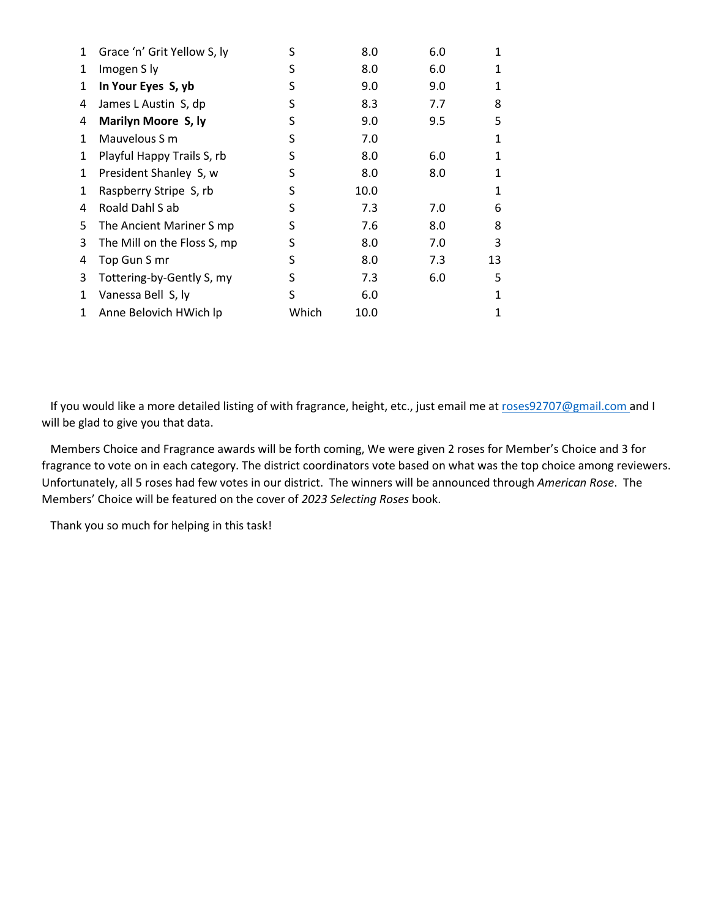| | | | | | |
|---|---|---|---|---|---|
| 1 | Grace 'n' Grit Yellow S, ly | S | 8.0 | 6.0 | 1 |
| 1 | Imogen S ly | S | 8.0 | 6.0 | 1 |
| 1 | **In Your Eyes S, yb** | S | 9.0 | 9.0 | 1 |
| 4 | James L Austin S, dp | S | 8.3 | 7.7 | 8 |
| 4 | **Marilyn Moore S, ly** | S | 9.0 | 9.5 | 5 |
| 1 | Mauvelous S m | S | 7.0 | | 1 |
| 1 | Playful Happy Trails S, rb | S | 8.0 | 6.0 | 1 |
| 1 | President Shanley S, w | S | 8.0 | 8.0 | 1 |
| 1 | Raspberry Stripe S, rb | S | 10.0 | | 1 |
| 4 | Roald Dahl S ab | S | 7.3 | 7.0 | 6 |
| 5 | The Ancient Mariner S mp | S | 7.6 | 8.0 | 8 |
| 3 | The Mill on the Floss S, mp | S | 8.0 | 7.0 | 3 |
| 4 | Top Gun S mr | S | 8.0 | 7.3 | 13 |
| 3 | Tottering-by-Gently S, my | S | 7.3 | 6.0 | 5 |
| 1 | Vanessa Bell S, ly | S | 6.0 | | 1 |
| 1 | Anne Belovich HWich lp | Which | 10.0 | | 1 |

If you would like a more detailed listing of with fragrance, height, etc., just email me at roses92707@gmail.com and I will be glad to give you that data.

Members Choice and Fragrance awards will be forth coming, We were given 2 roses for Member's Choice and 3 for fragrance to vote on in each category. The district coordinators vote based on what was the top choice among reviewers. Unfortunately, all 5 roses had few votes in our district. The winners will be announced through *American Rose*. The Members' Choice will be featured on the cover of *2023 Selecting Roses* book.

Thank you so much for helping in this task!